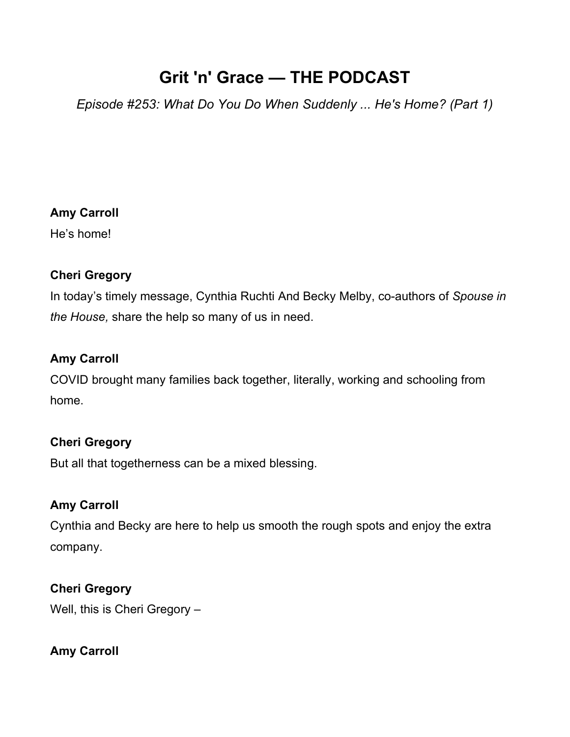# Grit 'n' Grace — THE PODCAST

*Episode #253: What Do You Do When Suddenly ... He's Home? (Part 1)*

**Amy Carroll**

He's home!

**Cheri Gregory**

In today's timely message, Cynthia Ruchti And Becky Melby, co-authors of *Spouse in the House,* share the help so many of us in need.

**Amy Carroll**

COVID brought many families back together, literally, working and schooling from home.

**Cheri Gregory**

But all that togetherness can be a mixed blessing.

**Amy Carroll**

Cynthia and Becky are here to help us smooth the rough spots and enjoy the extra company.

**Cheri Gregory**

Well, this is Cheri Gregory –

**Amy Carroll**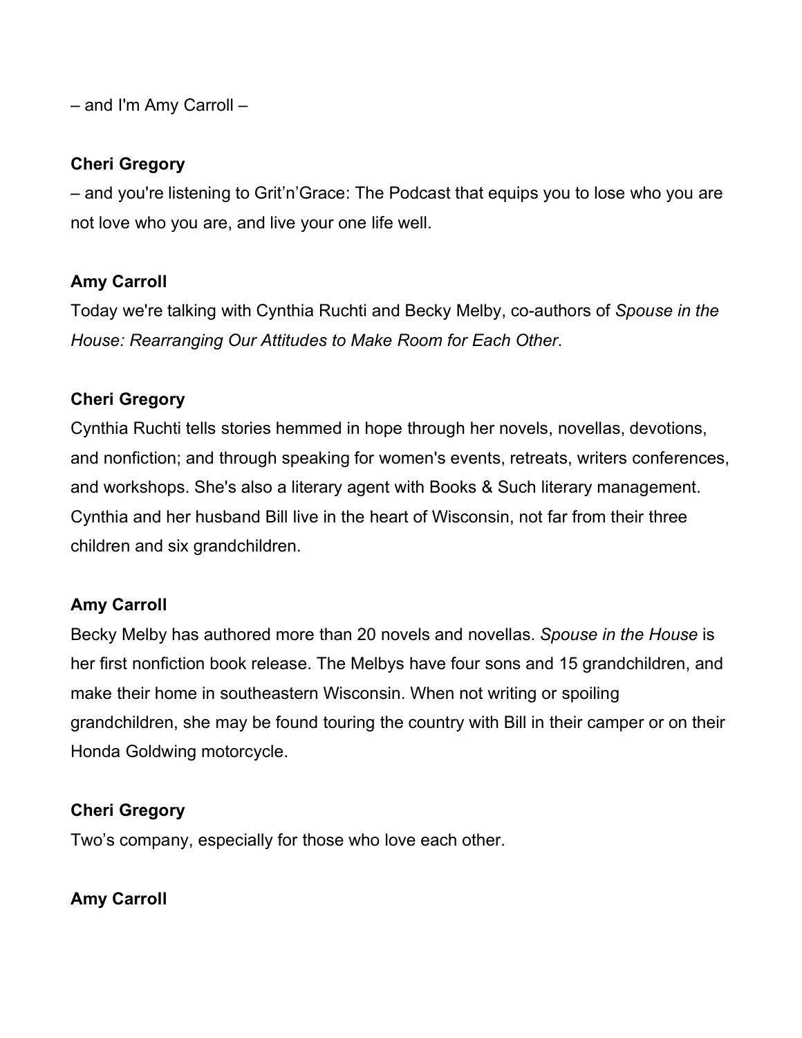– and I'm Amy Carroll –

**Cheri Gregory**

– and you're listening to Grit'n'Grace: The Podcast that equips you to lose who you are not love who you are, and live your one life well.

**Amy Carroll**

Today we're talking with Cynthia Ruchti and Becky Melby, co-authors of *Spouse in the House: Rearranging Our Attitudes to Make Room for Each Other*.

**Cheri Gregory**

Cynthia Ruchti tells stories hemmed in hope through her novels, novellas, devotions, and nonfiction; and through speaking for women's events, retreats, writers conferences, and workshops. She's also a literary agent with Books & Such literary management. Cynthia and her husband Bill live in the heart of Wisconsin, not far from their three children and six grandchildren.

**Amy Carroll**

Becky Melby has authored more than 20 novels and novellas. *Spouse in the House* is her first nonfiction book release. The Melbys have four sons and 15 grandchildren, and make their home in southeastern Wisconsin. When not writing or spoiling grandchildren, she may be found touring the country with Bill in their camper or on their Honda Goldwing motorcycle.

**Cheri Gregory**

Two's company, especially for those who love each other.

**Amy Carroll**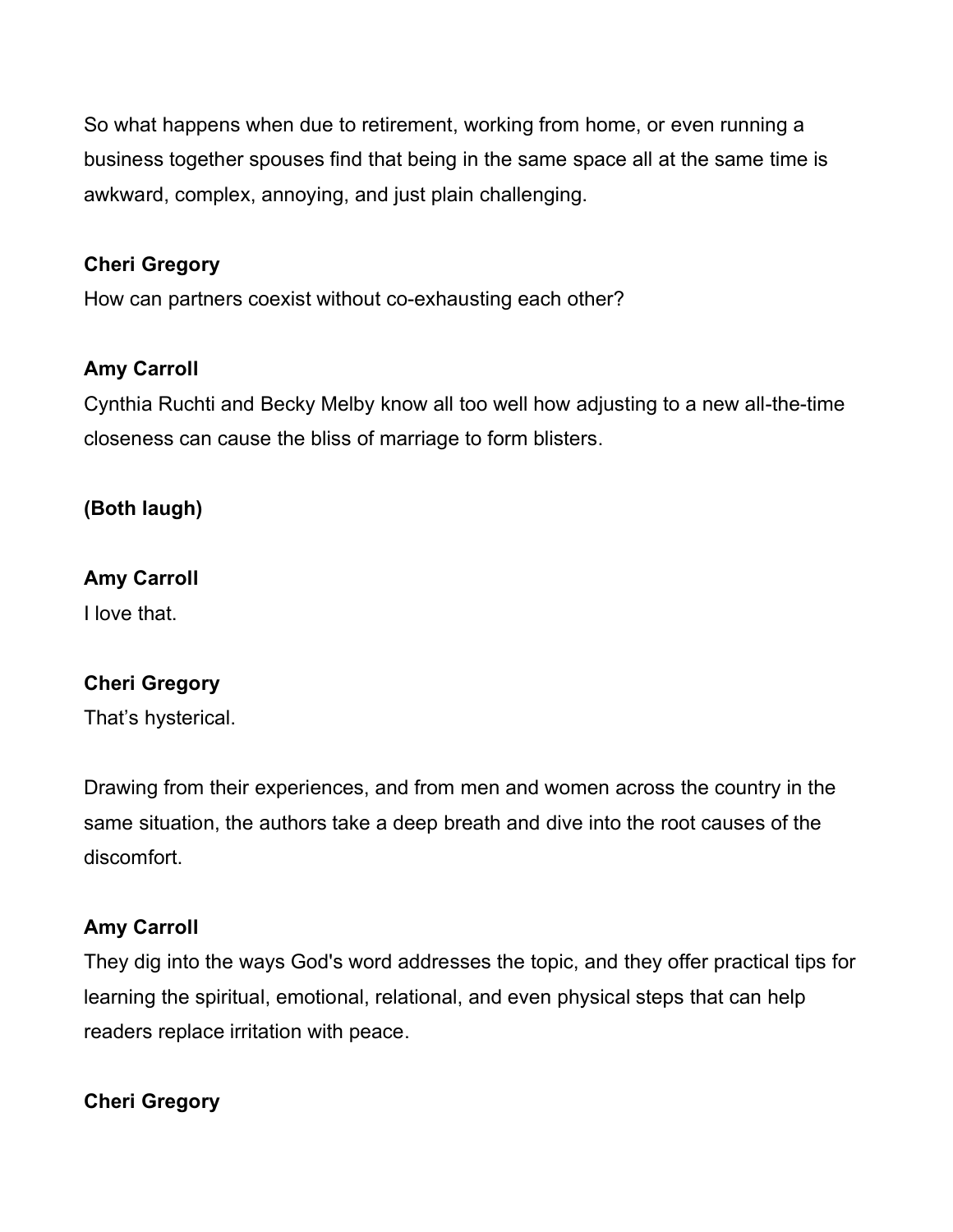So what happens when due to retirement, working from home, or even running a business together spouses find that being in the same space all at the same time is awkward, complex, annoying, and just plain challenging.

**Cheri Gregory**
How can partners coexist without co-exhausting each other?

**Amy Carroll**
Cynthia Ruchti and Becky Melby know all too well how adjusting to a new all-the-time closeness can cause the bliss of marriage to form blisters.

**(Both laugh)**

**Amy Carroll**
I love that.

**Cheri Gregory**
That's hysterical.

Drawing from their experiences, and from men and women across the country in the same situation, the authors take a deep breath and dive into the root causes of the discomfort.

**Amy Carroll**
They dig into the ways God's word addresses the topic, and they offer practical tips for learning the spiritual, emotional, relational, and even physical steps that can help readers replace irritation with peace.

**Cheri Gregory**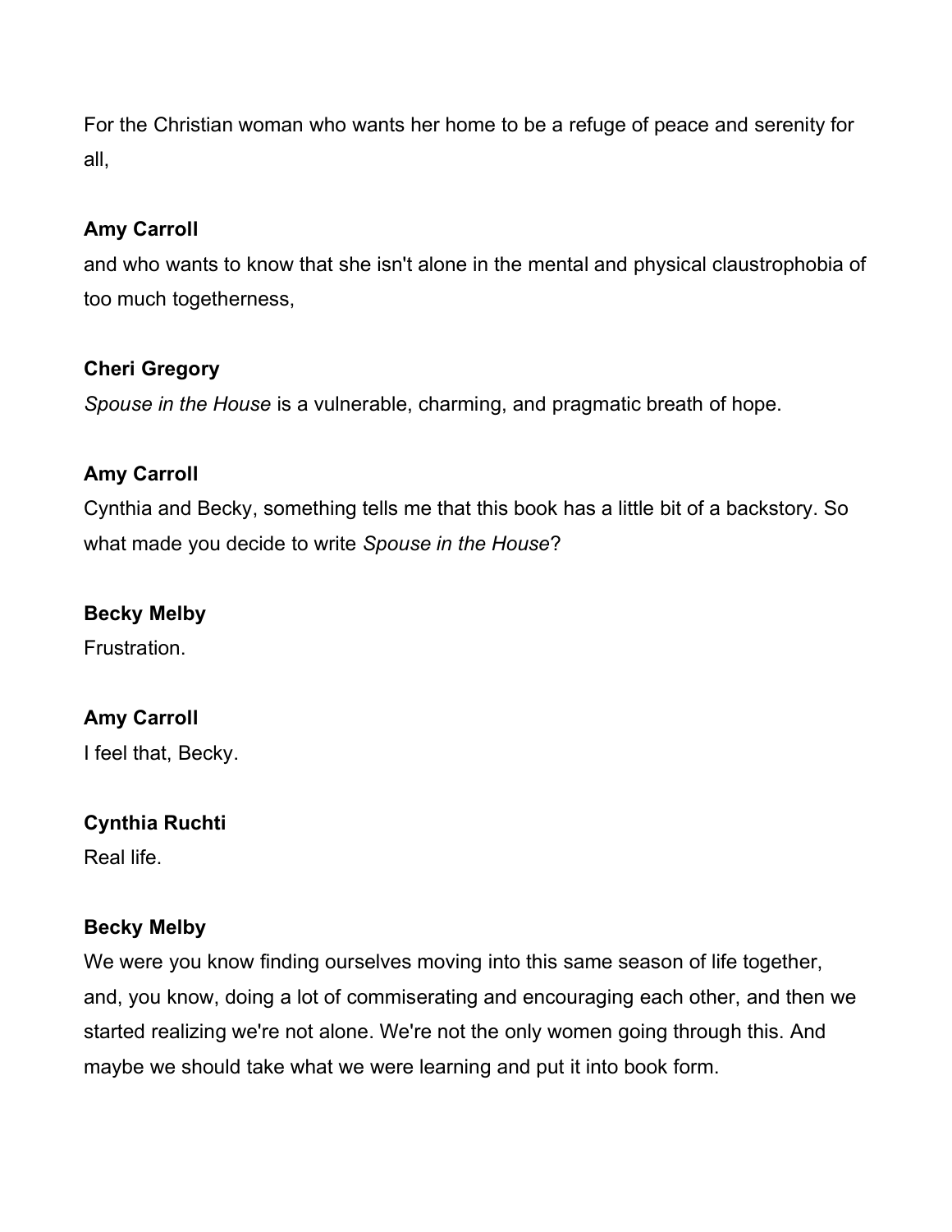For the Christian woman who wants her home to be a refuge of peace and serenity for all,

**Amy Carroll**

and who wants to know that she isn't alone in the mental and physical claustrophobia of too much togetherness,

**Cheri Gregory**

*Spouse in the House* is a vulnerable, charming, and pragmatic breath of hope.

**Amy Carroll**

Cynthia and Becky, something tells me that this book has a little bit of a backstory. So what made you decide to write *Spouse in the House*?

**Becky Melby**

Frustration.

**Amy Carroll**

I feel that, Becky.

**Cynthia Ruchti**

Real life.

**Becky Melby**

We were you know finding ourselves moving into this same season of life together, and, you know, doing a lot of commiserating and encouraging each other, and then we started realizing we're not alone. We're not the only women going through this. And maybe we should take what we were learning and put it into book form.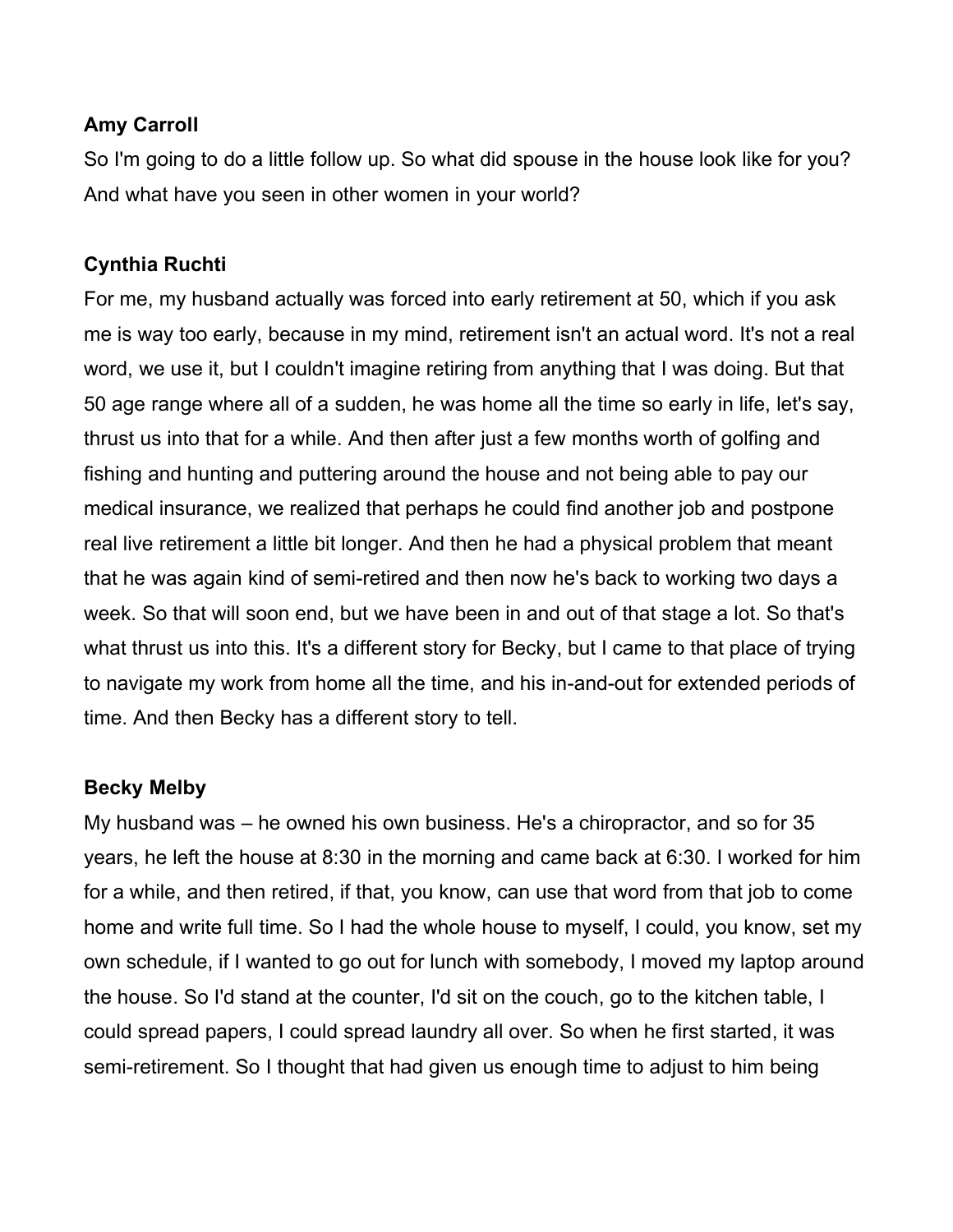**Amy Carroll**

So I'm going to do a little follow up. So what did spouse in the house look like for you? And what have you seen in other women in your world?

**Cynthia Ruchti**

For me, my husband actually was forced into early retirement at 50, which if you ask me is way too early, because in my mind, retirement isn't an actual word. It's not a real word, we use it, but I couldn't imagine retiring from anything that I was doing. But that 50 age range where all of a sudden, he was home all the time so early in life, let's say, thrust us into that for a while. And then after just a few months worth of golfing and fishing and hunting and puttering around the house and not being able to pay our medical insurance, we realized that perhaps he could find another job and postpone real live retirement a little bit longer. And then he had a physical problem that meant that he was again kind of semi-retired and then now he's back to working two days a week. So that will soon end, but we have been in and out of that stage a lot. So that's what thrust us into this. It's a different story for Becky, but I came to that place of trying to navigate my work from home all the time, and his in-and-out for extended periods of time. And then Becky has a different story to tell.

**Becky Melby**

My husband was – he owned his own business. He's a chiropractor, and so for 35 years, he left the house at 8:30 in the morning and came back at 6:30. I worked for him for a while, and then retired, if that, you know, can use that word from that job to come home and write full time. So I had the whole house to myself, I could, you know, set my own schedule, if I wanted to go out for lunch with somebody, I moved my laptop around the house. So I'd stand at the counter, I'd sit on the couch, go to the kitchen table, I could spread papers, I could spread laundry all over. So when he first started, it was semi-retirement. So I thought that had given us enough time to adjust to him being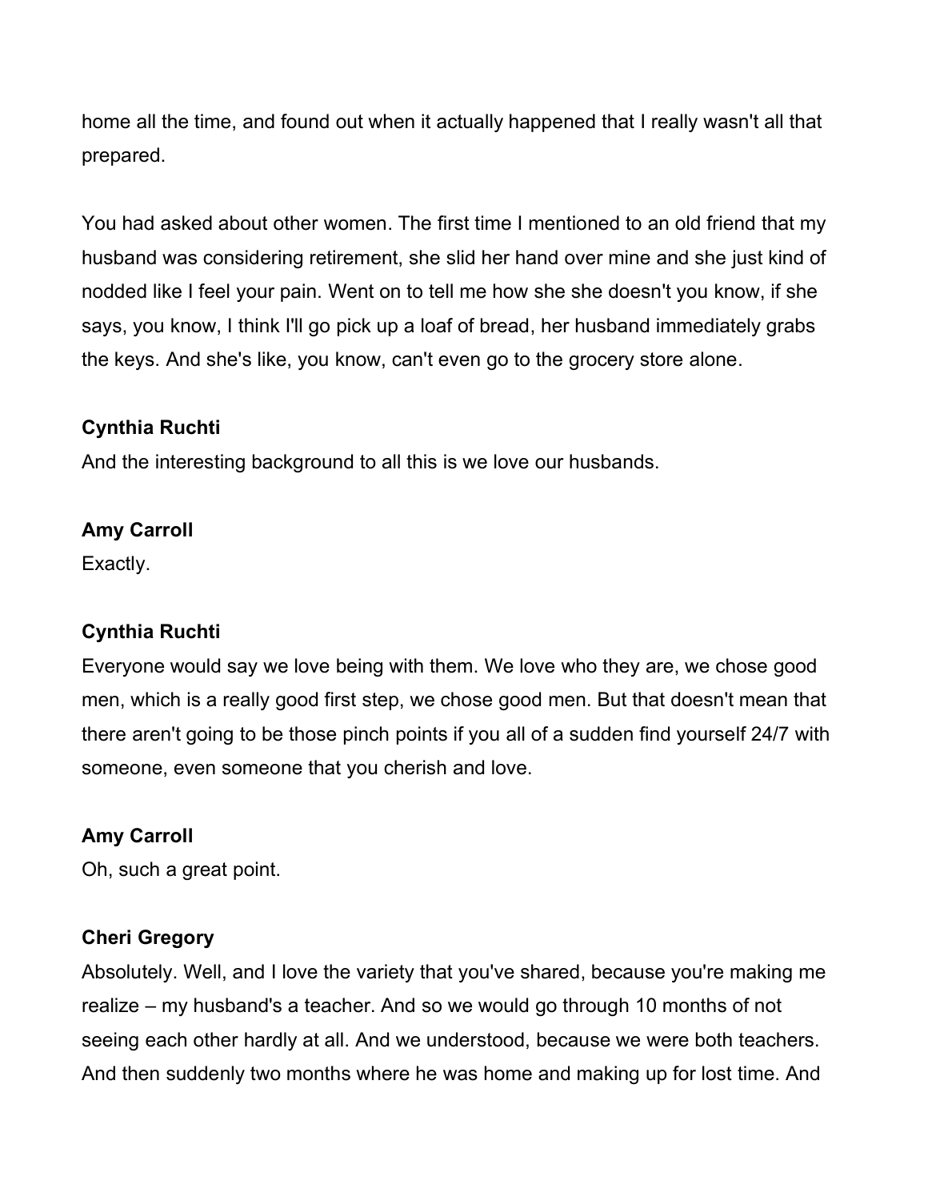home all the time, and found out when it actually happened that I really wasn't all that prepared.

You had asked about other women. The first time I mentioned to an old friend that my husband was considering retirement, she slid her hand over mine and she just kind of nodded like I feel your pain. Went on to tell me how she she doesn't you know, if she says, you know, I think I'll go pick up a loaf of bread, her husband immediately grabs the keys. And she's like, you know, can't even go to the grocery store alone.

**Cynthia Ruchti**
And the interesting background to all this is we love our husbands.

**Amy Carroll**
Exactly.

**Cynthia Ruchti**
Everyone would say we love being with them. We love who they are, we chose good men, which is a really good first step, we chose good men. But that doesn't mean that there aren't going to be those pinch points if you all of a sudden find yourself 24/7 with someone, even someone that you cherish and love.

**Amy Carroll**
Oh, such a great point.

**Cheri Gregory**
Absolutely. Well, and I love the variety that you've shared, because you're making me realize – my husband's a teacher. And so we would go through 10 months of not seeing each other hardly at all. And we understood, because we were both teachers. And then suddenly two months where he was home and making up for lost time. And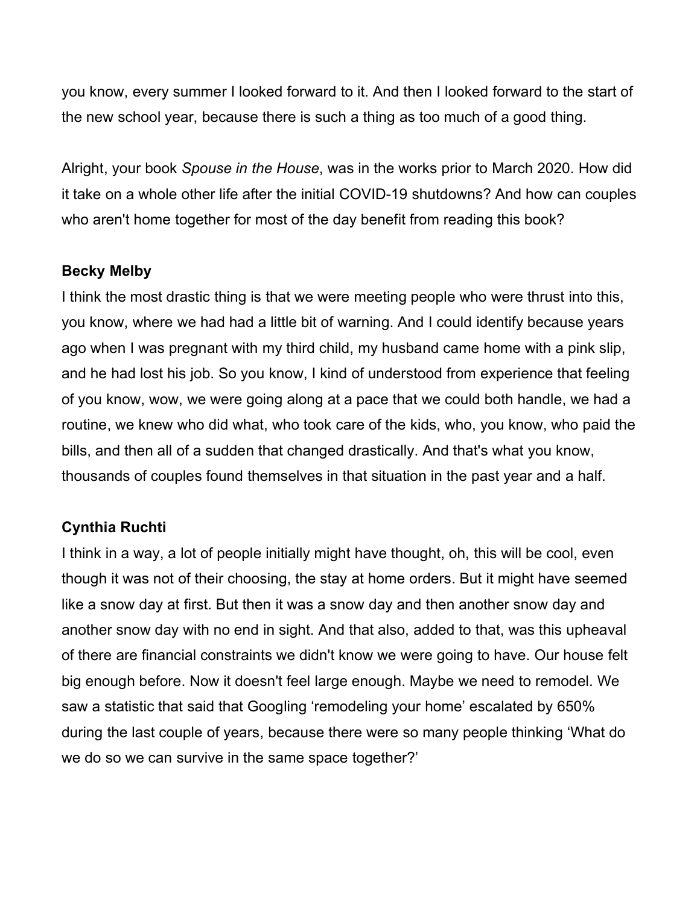you know, every summer I looked forward to it. And then I looked forward to the start of the new school year, because there is such a thing as too much of a good thing.

Alright, your book *Spouse in the House*, was in the works prior to March 2020. How did it take on a whole other life after the initial COVID-19 shutdowns? And how can couples who aren't home together for most of the day benefit from reading this book?

**Becky Melby**

I think the most drastic thing is that we were meeting people who were thrust into this, you know, where we had had a little bit of warning. And I could identify because years ago when I was pregnant with my third child, my husband came home with a pink slip, and he had lost his job. So you know, I kind of understood from experience that feeling of you know, wow, we were going along at a pace that we could both handle, we had a routine, we knew who did what, who took care of the kids, who, you know, who paid the bills, and then all of a sudden that changed drastically. And that's what you know, thousands of couples found themselves in that situation in the past year and a half.

**Cynthia Ruchti**

I think in a way, a lot of people initially might have thought, oh, this will be cool, even though it was not of their choosing, the stay at home orders. But it might have seemed like a snow day at first. But then it was a snow day and then another snow day and another snow day with no end in sight. And that also, added to that, was this upheaval of there are financial constraints we didn't know we were going to have. Our house felt big enough before. Now it doesn't feel large enough. Maybe we need to remodel. We saw a statistic that said that Googling 'remodeling your home' escalated by 650% during the last couple of years, because there were so many people thinking 'What do we do so we can survive in the same space together?'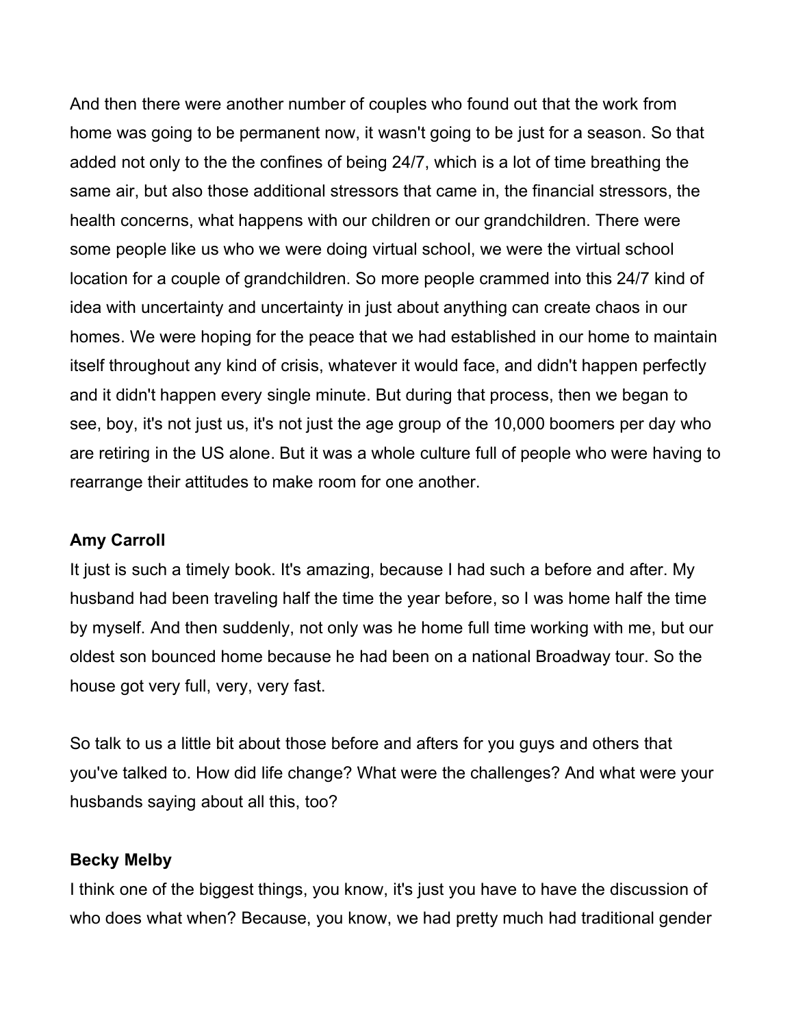And then there were another number of couples who found out that the work from home was going to be permanent now, it wasn't going to be just for a season. So that added not only to the the confines of being 24/7, which is a lot of time breathing the same air, but also those additional stressors that came in, the financial stressors, the health concerns, what happens with our children or our grandchildren. There were some people like us who we were doing virtual school, we were the virtual school location for a couple of grandchildren. So more people crammed into this 24/7 kind of idea with uncertainty and uncertainty in just about anything can create chaos in our homes. We were hoping for the peace that we had established in our home to maintain itself throughout any kind of crisis, whatever it would face, and didn't happen perfectly and it didn't happen every single minute. But during that process, then we began to see, boy, it's not just us, it's not just the age group of the 10,000 boomers per day who are retiring in the US alone. But it was a whole culture full of people who were having to rearrange their attitudes to make room for one another.

**Amy Carroll**

It just is such a timely book. It's amazing, because I had such a before and after. My husband had been traveling half the time the year before, so I was home half the time by myself. And then suddenly, not only was he home full time working with me, but our oldest son bounced home because he had been on a national Broadway tour. So the house got very full, very, very fast.

So talk to us a little bit about those before and afters for you guys and others that you've talked to. How did life change? What were the challenges? And what were your husbands saying about all this, too?

**Becky Melby**

I think one of the biggest things, you know, it's just you have to have the discussion of who does what when? Because, you know, we had pretty much had traditional gender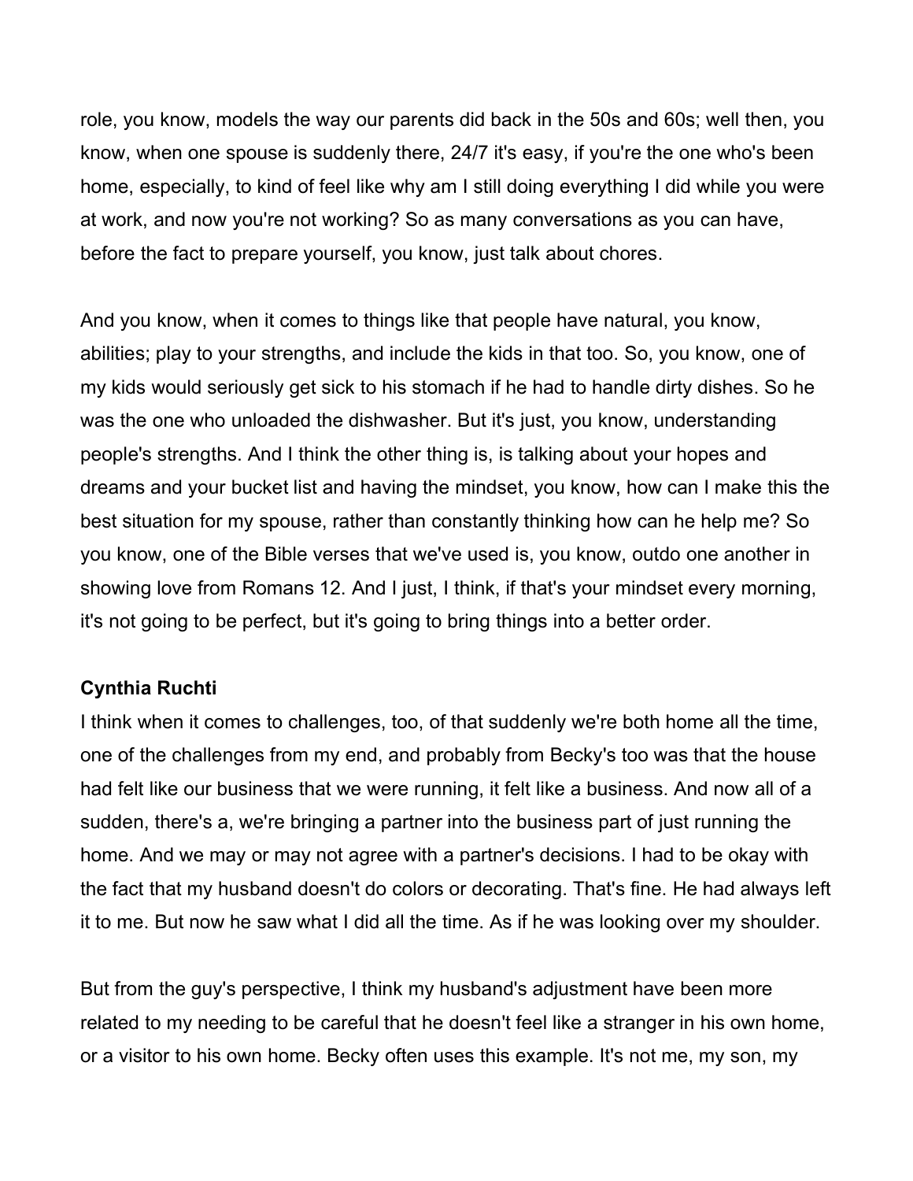role, you know, models the way our parents did back in the 50s and 60s; well then, you know, when one spouse is suddenly there, 24/7 it's easy, if you're the one who's been home, especially, to kind of feel like why am I still doing everything I did while you were at work, and now you're not working? So as many conversations as you can have, before the fact to prepare yourself, you know, just talk about chores.

And you know, when it comes to things like that people have natural, you know, abilities; play to your strengths, and include the kids in that too. So, you know, one of my kids would seriously get sick to his stomach if he had to handle dirty dishes. So he was the one who unloaded the dishwasher. But it's just, you know, understanding people's strengths. And I think the other thing is, is talking about your hopes and dreams and your bucket list and having the mindset, you know, how can I make this the best situation for my spouse, rather than constantly thinking how can he help me? So you know, one of the Bible verses that we've used is, you know, outdo one another in showing love from Romans 12. And I just, I think, if that's your mindset every morning, it's not going to be perfect, but it's going to bring things into a better order.

**Cynthia Ruchti**
I think when it comes to challenges, too, of that suddenly we're both home all the time, one of the challenges from my end, and probably from Becky's too was that the house had felt like our business that we were running, it felt like a business. And now all of a sudden, there's a, we're bringing a partner into the business part of just running the home. And we may or may not agree with a partner's decisions. I had to be okay with the fact that my husband doesn't do colors or decorating. That's fine. He had always left it to me. But now he saw what I did all the time. As if he was looking over my shoulder.

But from the guy's perspective, I think my husband's adjustment have been more related to my needing to be careful that he doesn't feel like a stranger in his own home, or a visitor to his own home. Becky often uses this example. It's not me, my son, my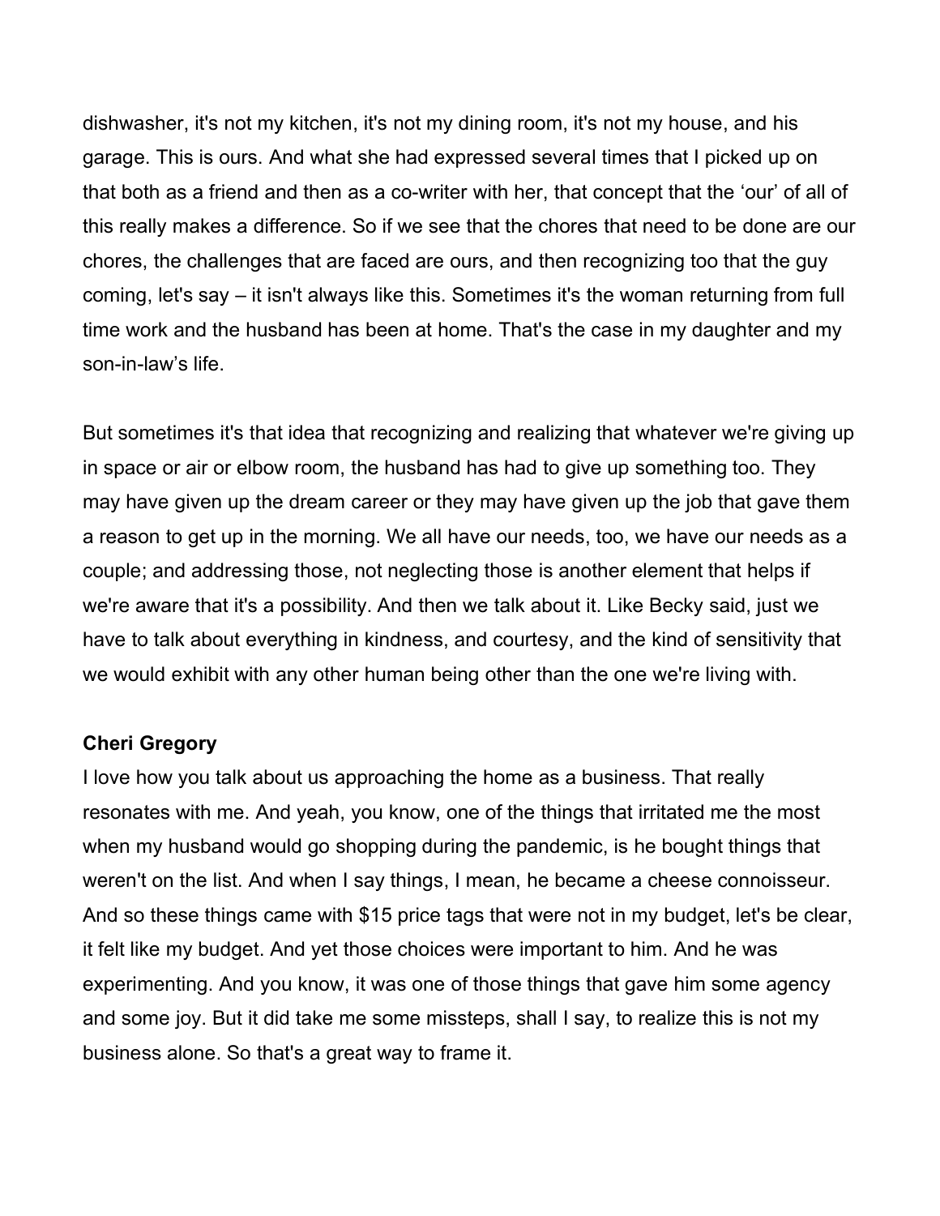dishwasher, it's not my kitchen, it's not my dining room, it's not my house, and his garage. This is ours. And what she had expressed several times that I picked up on that both as a friend and then as a co-writer with her, that concept that the 'our' of all of this really makes a difference. So if we see that the chores that need to be done are our chores, the challenges that are faced are ours, and then recognizing too that the guy coming, let's say – it isn't always like this. Sometimes it's the woman returning from full time work and the husband has been at home. That's the case in my daughter and my son-in-law's life.

But sometimes it's that idea that recognizing and realizing that whatever we're giving up in space or air or elbow room, the husband has had to give up something too. They may have given up the dream career or they may have given up the job that gave them a reason to get up in the morning. We all have our needs, too, we have our needs as a couple; and addressing those, not neglecting those is another element that helps if we're aware that it's a possibility. And then we talk about it. Like Becky said, just we have to talk about everything in kindness, and courtesy, and the kind of sensitivity that we would exhibit with any other human being other than the one we're living with.

**Cheri Gregory**

I love how you talk about us approaching the home as a business. That really resonates with me. And yeah, you know, one of the things that irritated me the most when my husband would go shopping during the pandemic, is he bought things that weren't on the list. And when I say things, I mean, he became a cheese connoisseur. And so these things came with $15 price tags that were not in my budget, let's be clear, it felt like my budget. And yet those choices were important to him. And he was experimenting. And you know, it was one of those things that gave him some agency and some joy. But it did take me some missteps, shall I say, to realize this is not my business alone. So that's a great way to frame it.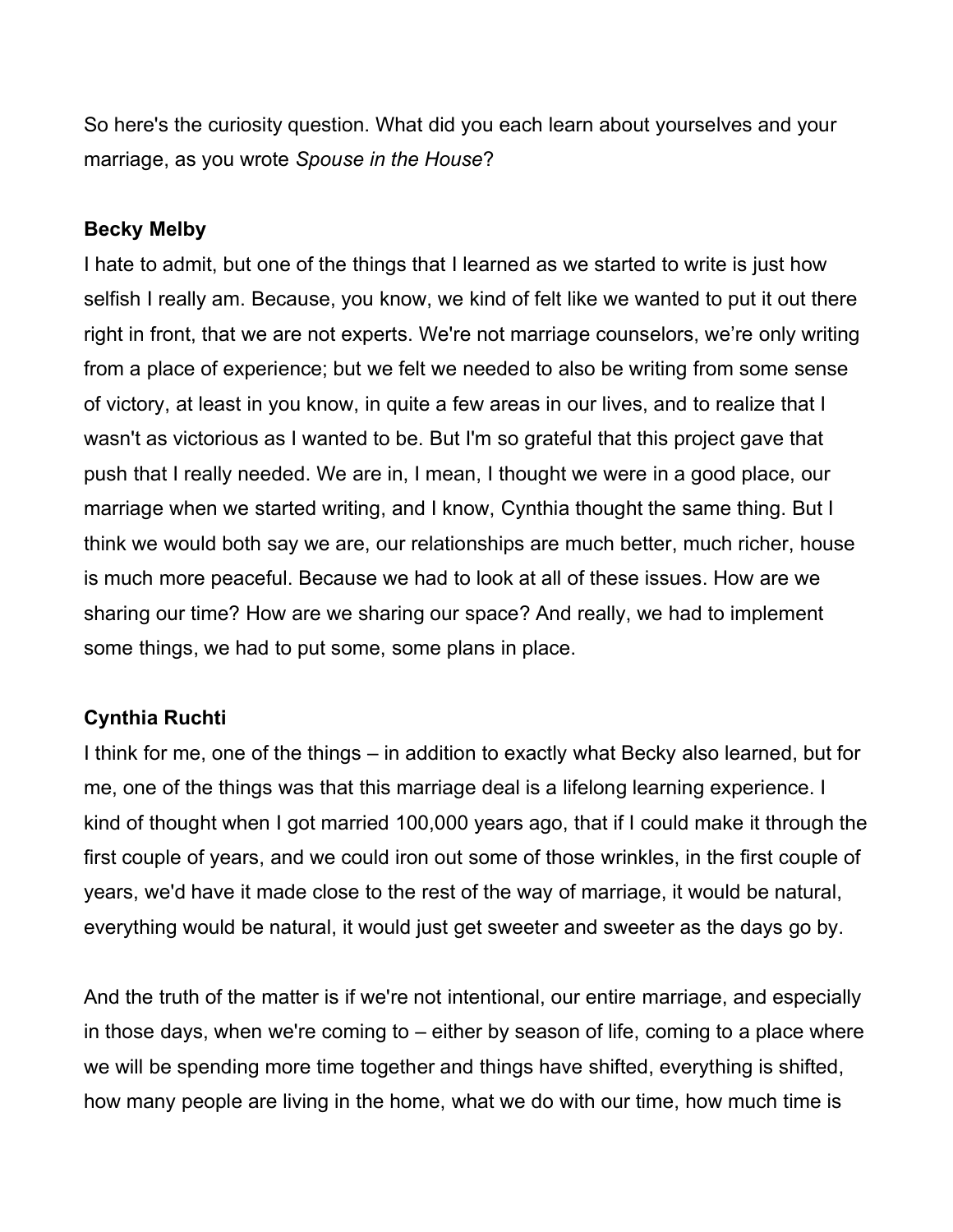So here's the curiosity question. What did you each learn about yourselves and your marriage, as you wrote *Spouse in the House*?

**Becky Melby**

I hate to admit, but one of the things that I learned as we started to write is just how selfish I really am. Because, you know, we kind of felt like we wanted to put it out there right in front, that we are not experts. We're not marriage counselors, we're only writing from a place of experience; but we felt we needed to also be writing from some sense of victory, at least in you know, in quite a few areas in our lives, and to realize that I wasn't as victorious as I wanted to be. But I'm so grateful that this project gave that push that I really needed. We are in, I mean, I thought we were in a good place, our marriage when we started writing, and I know, Cynthia thought the same thing. But I think we would both say we are, our relationships are much better, much richer, house is much more peaceful. Because we had to look at all of these issues. How are we sharing our time? How are we sharing our space? And really, we had to implement some things, we had to put some, some plans in place.

**Cynthia Ruchti**

I think for me, one of the things – in addition to exactly what Becky also learned, but for me, one of the things was that this marriage deal is a lifelong learning experience. I kind of thought when I got married 100,000 years ago, that if I could make it through the first couple of years, and we could iron out some of those wrinkles, in the first couple of years, we'd have it made close to the rest of the way of marriage, it would be natural, everything would be natural, it would just get sweeter and sweeter as the days go by.

And the truth of the matter is if we're not intentional, our entire marriage, and especially in those days, when we're coming to – either by season of life, coming to a place where we will be spending more time together and things have shifted, everything is shifted, how many people are living in the home, what we do with our time, how much time is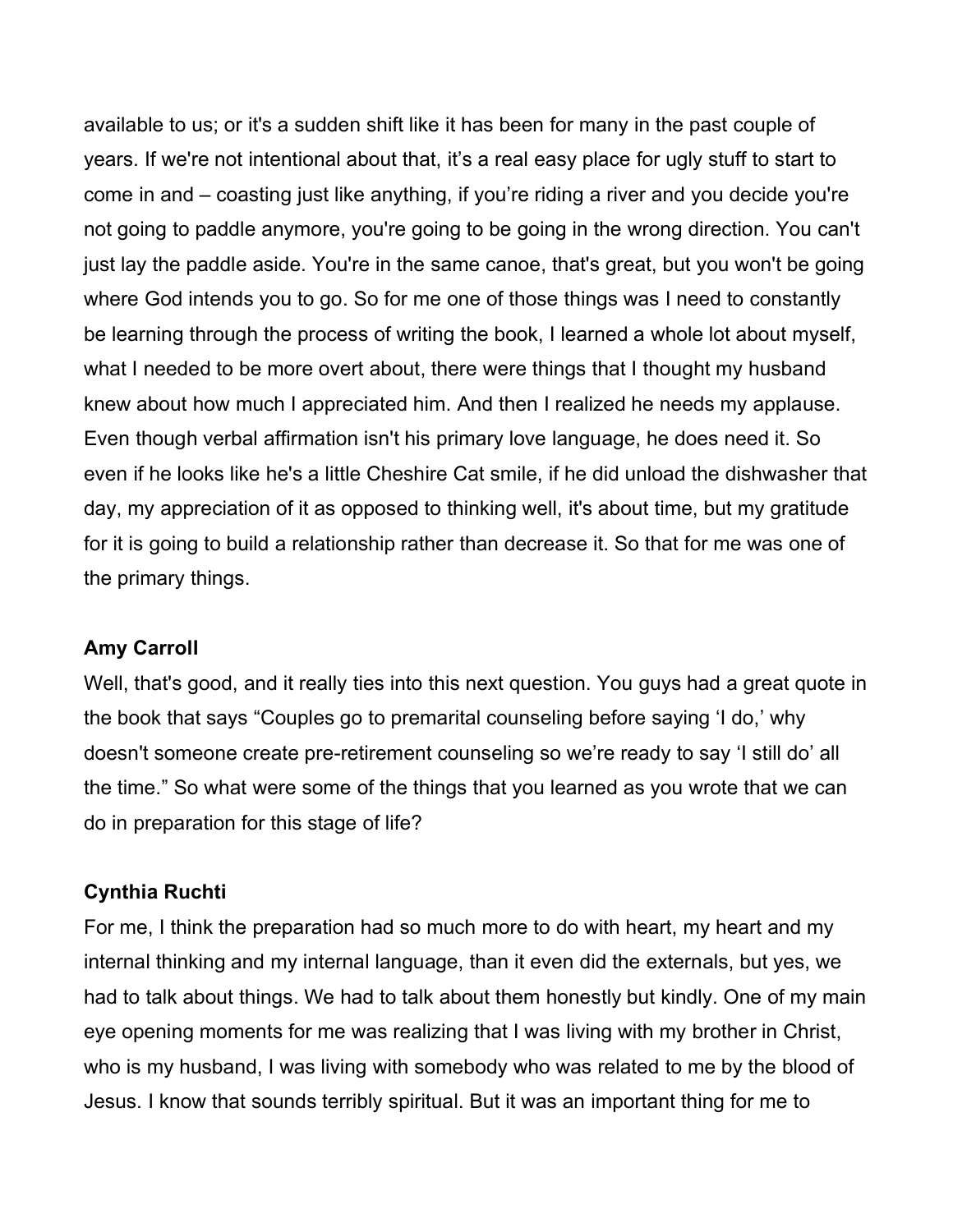available to us; or it's a sudden shift like it has been for many in the past couple of years. If we're not intentional about that, it's a real easy place for ugly stuff to start to come in and – coasting just like anything, if you're riding a river and you decide you're not going to paddle anymore, you're going to be going in the wrong direction. You can't just lay the paddle aside. You're in the same canoe, that's great, but you won't be going where God intends you to go. So for me one of those things was I need to constantly be learning through the process of writing the book, I learned a whole lot about myself, what I needed to be more overt about, there were things that I thought my husband knew about how much I appreciated him. And then I realized he needs my applause. Even though verbal affirmation isn't his primary love language, he does need it. So even if he looks like he's a little Cheshire Cat smile, if he did unload the dishwasher that day, my appreciation of it as opposed to thinking well, it's about time, but my gratitude for it is going to build a relationship rather than decrease it. So that for me was one of the primary things.

**Amy Carroll**

Well, that's good, and it really ties into this next question. You guys had a great quote in the book that says "Couples go to premarital counseling before saying 'I do,' why doesn't someone create pre-retirement counseling so we're ready to say 'I still do' all the time." So what were some of the things that you learned as you wrote that we can do in preparation for this stage of life?

**Cynthia Ruchti**

For me, I think the preparation had so much more to do with heart, my heart and my internal thinking and my internal language, than it even did the externals, but yes, we had to talk about things. We had to talk about them honestly but kindly. One of my main eye opening moments for me was realizing that I was living with my brother in Christ, who is my husband, I was living with somebody who was related to me by the blood of Jesus. I know that sounds terribly spiritual. But it was an important thing for me to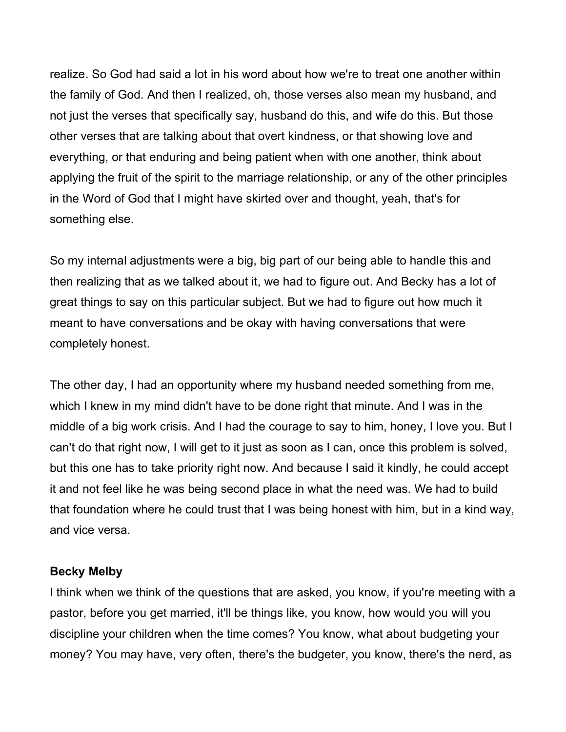realize. So God had said a lot in his word about how we're to treat one another within the family of God. And then I realized, oh, those verses also mean my husband, and not just the verses that specifically say, husband do this, and wife do this. But those other verses that are talking about that overt kindness, or that showing love and everything, or that enduring and being patient when with one another, think about applying the fruit of the spirit to the marriage relationship, or any of the other principles in the Word of God that I might have skirted over and thought, yeah, that's for something else.

So my internal adjustments were a big, big part of our being able to handle this and then realizing that as we talked about it, we had to figure out. And Becky has a lot of great things to say on this particular subject. But we had to figure out how much it meant to have conversations and be okay with having conversations that were completely honest.

The other day, I had an opportunity where my husband needed something from me, which I knew in my mind didn't have to be done right that minute. And I was in the middle of a big work crisis. And I had the courage to say to him, honey, I love you. But I can't do that right now, I will get to it just as soon as I can, once this problem is solved, but this one has to take priority right now. And because I said it kindly, he could accept it and not feel like he was being second place in what the need was. We had to build that foundation where he could trust that I was being honest with him, but in a kind way, and vice versa.

**Becky Melby**

I think when we think of the questions that are asked, you know, if you're meeting with a pastor, before you get married, it'll be things like, you know, how would you will you discipline your children when the time comes? You know, what about budgeting your money? You may have, very often, there's the budgeter, you know, there's the nerd, as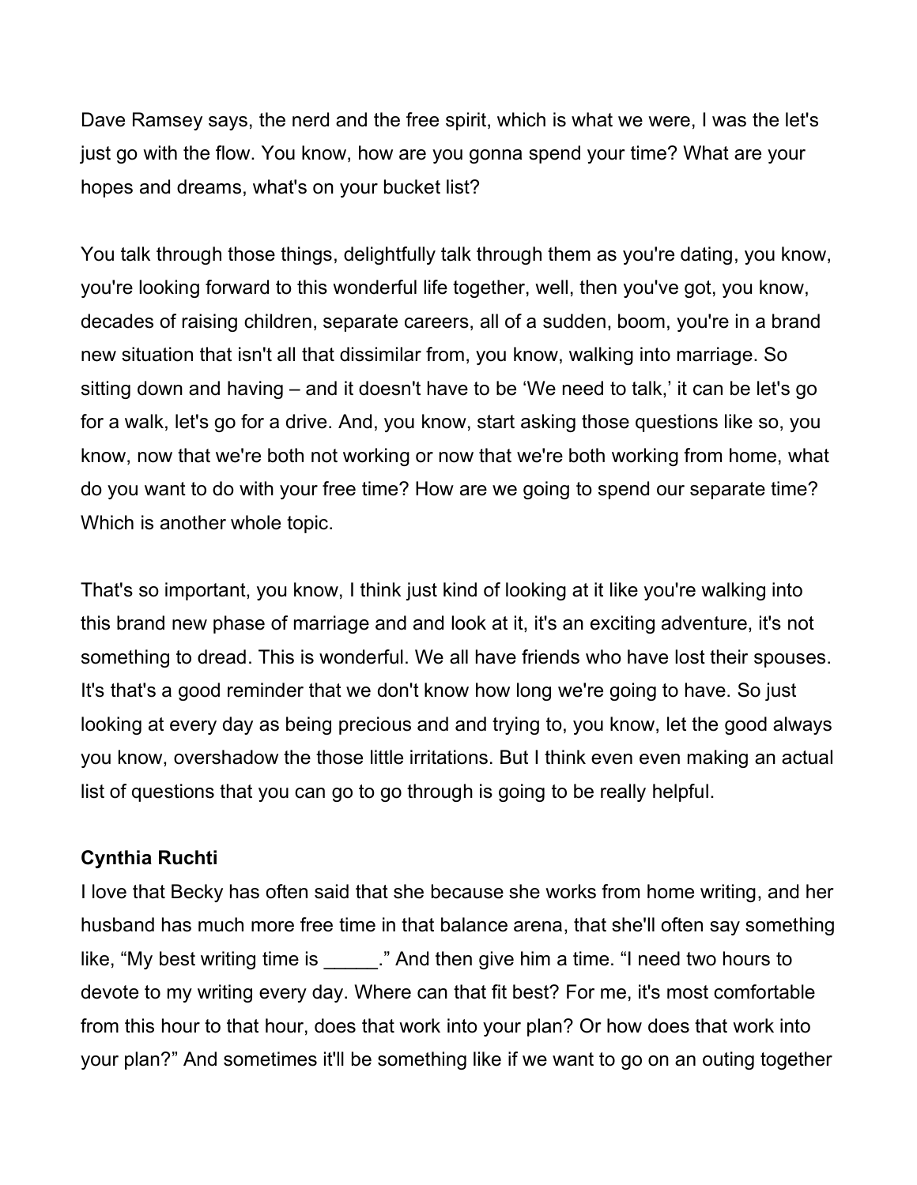Dave Ramsey says, the nerd and the free spirit, which is what we were, I was the let's just go with the flow. You know, how are you gonna spend your time? What are your hopes and dreams, what's on your bucket list?

You talk through those things, delightfully talk through them as you're dating, you know, you're looking forward to this wonderful life together, well, then you've got, you know, decades of raising children, separate careers, all of a sudden, boom, you're in a brand new situation that isn't all that dissimilar from, you know, walking into marriage. So sitting down and having – and it doesn't have to be 'We need to talk,' it can be let's go for a walk, let's go for a drive. And, you know, start asking those questions like so, you know, now that we're both not working or now that we're both working from home, what do you want to do with your free time? How are we going to spend our separate time? Which is another whole topic.

That's so important, you know, I think just kind of looking at it like you're walking into this brand new phase of marriage and and look at it, it's an exciting adventure, it's not something to dread. This is wonderful. We all have friends who have lost their spouses. It's that's a good reminder that we don't know how long we're going to have. So just looking at every day as being precious and and trying to, you know, let the good always you know, overshadow the those little irritations. But I think even even making an actual list of questions that you can go to go through is going to be really helpful.

**Cynthia Ruchti**
I love that Becky has often said that she because she works from home writing, and her husband has much more free time in that balance arena, that she'll often say something like, "My best writing time is _____." And then give him a time. "I need two hours to devote to my writing every day. Where can that fit best? For me, it's most comfortable from this hour to that hour, does that work into your plan? Or how does that work into your plan?" And sometimes it'll be something like if we want to go on an outing together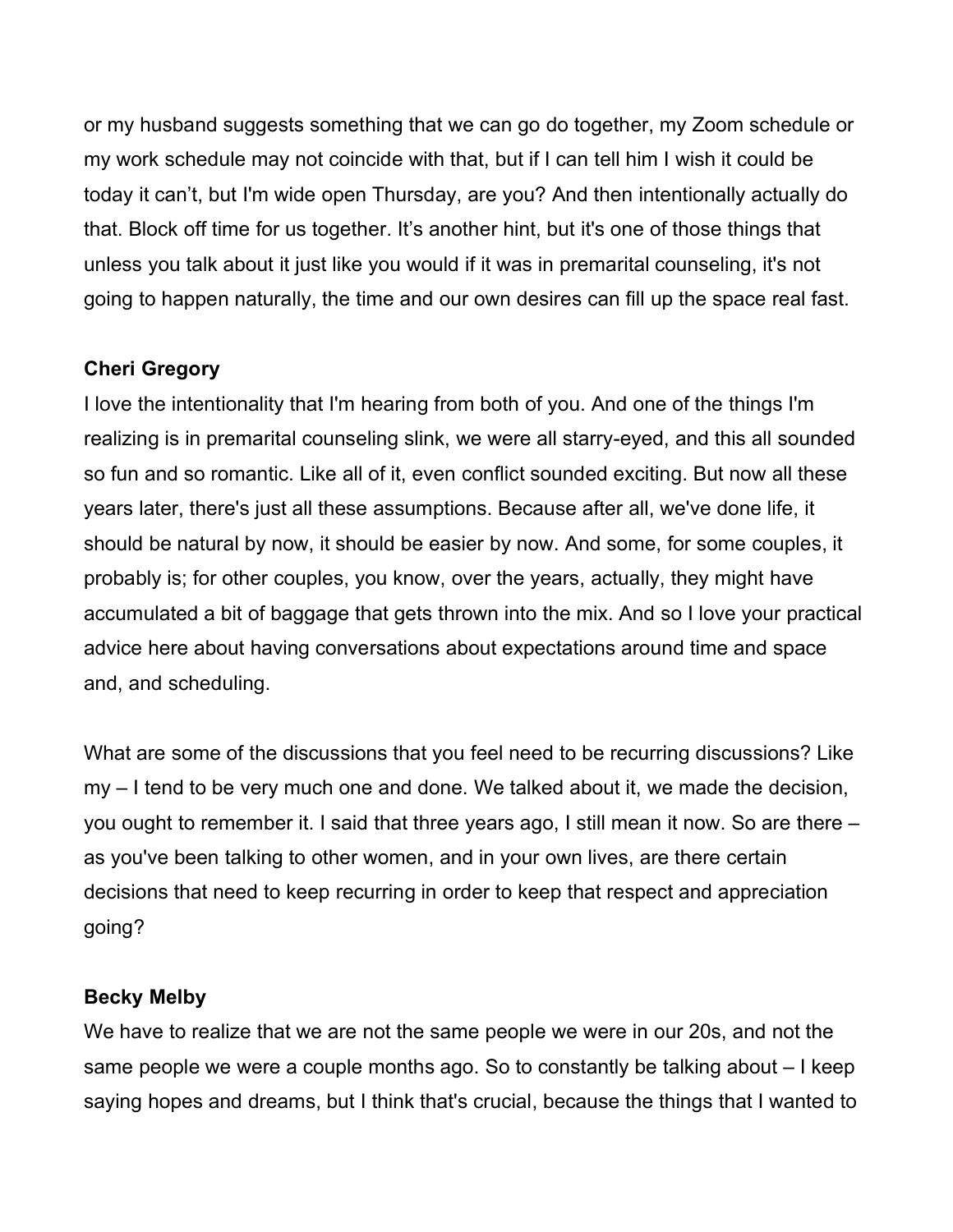or my husband suggests something that we can go do together, my Zoom schedule or my work schedule may not coincide with that, but if I can tell him I wish it could be today it can't, but I'm wide open Thursday, are you? And then intentionally actually do that. Block off time for us together. It's another hint, but it's one of those things that unless you talk about it just like you would if it was in premarital counseling, it's not going to happen naturally, the time and our own desires can fill up the space real fast.

**Cheri Gregory**

I love the intentionality that I'm hearing from both of you. And one of the things I'm realizing is in premarital counseling slink, we were all starry-eyed, and this all sounded so fun and so romantic. Like all of it, even conflict sounded exciting. But now all these years later, there's just all these assumptions. Because after all, we've done life, it should be natural by now, it should be easier by now. And some, for some couples, it probably is; for other couples, you know, over the years, actually, they might have accumulated a bit of baggage that gets thrown into the mix. And so I love your practical advice here about having conversations about expectations around time and space and, and scheduling.

What are some of the discussions that you feel need to be recurring discussions? Like my – I tend to be very much one and done. We talked about it, we made the decision, you ought to remember it. I said that three years ago, I still mean it now. So are there – as you've been talking to other women, and in your own lives, are there certain decisions that need to keep recurring in order to keep that respect and appreciation going?

**Becky Melby**

We have to realize that we are not the same people we were in our 20s, and not the same people we were a couple months ago. So to constantly be talking about – I keep saying hopes and dreams, but I think that's crucial, because the things that I wanted to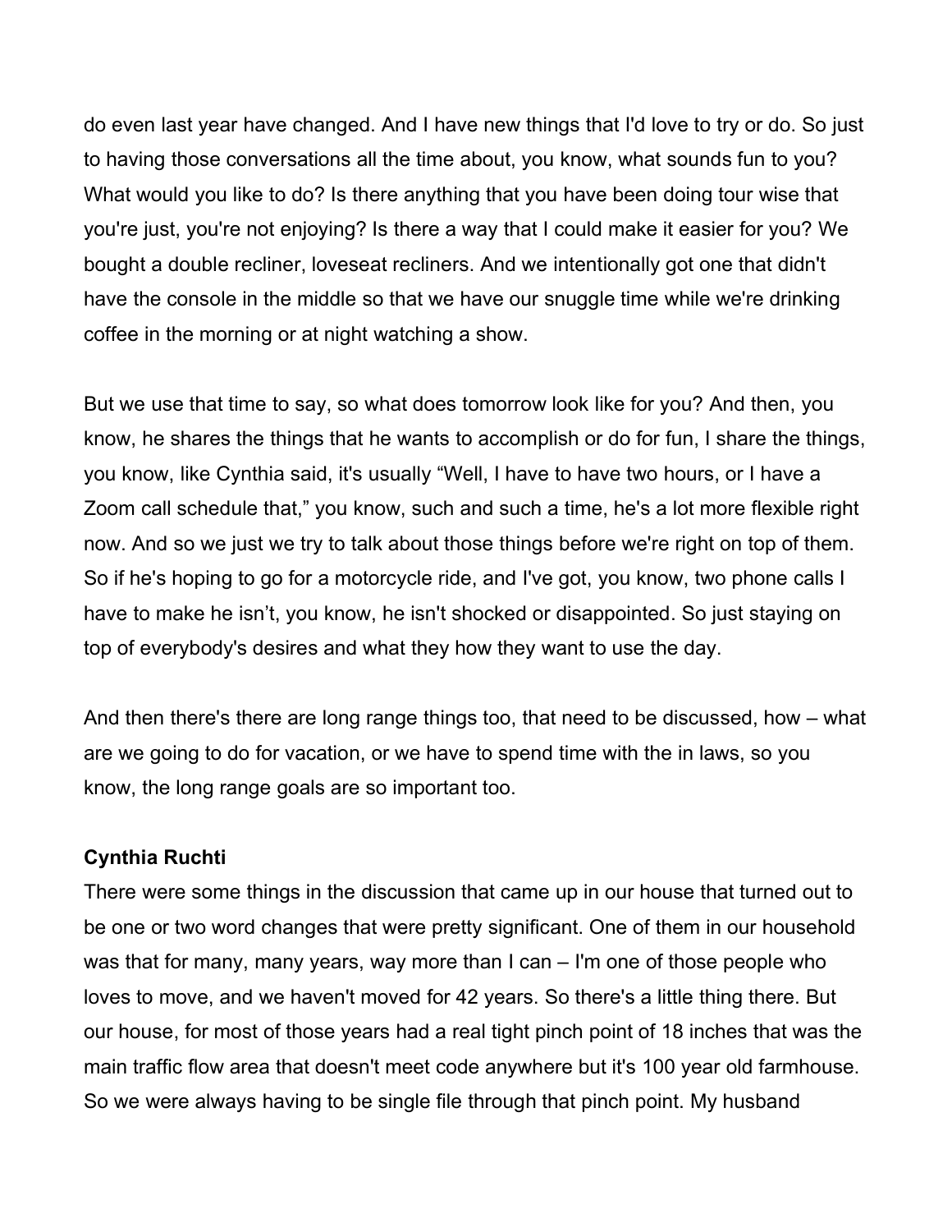do even last year have changed. And I have new things that I'd love to try or do. So just to having those conversations all the time about, you know, what sounds fun to you? What would you like to do? Is there anything that you have been doing tour wise that you're just, you're not enjoying? Is there a way that I could make it easier for you? We bought a double recliner, loveseat recliners. And we intentionally got one that didn't have the console in the middle so that we have our snuggle time while we're drinking coffee in the morning or at night watching a show.

But we use that time to say, so what does tomorrow look like for you? And then, you know, he shares the things that he wants to accomplish or do for fun, I share the things, you know, like Cynthia said, it's usually "Well, I have to have two hours, or I have a Zoom call schedule that," you know, such and such a time, he's a lot more flexible right now. And so we just we try to talk about those things before we're right on top of them. So if he's hoping to go for a motorcycle ride, and I've got, you know, two phone calls I have to make he isn't, you know, he isn't shocked or disappointed. So just staying on top of everybody's desires and what they how they want to use the day.

And then there's there are long range things too, that need to be discussed, how – what are we going to do for vacation, or we have to spend time with the in laws, so you know, the long range goals are so important too.

**Cynthia Ruchti**

There were some things in the discussion that came up in our house that turned out to be one or two word changes that were pretty significant. One of them in our household was that for many, many years, way more than I can – I'm one of those people who loves to move, and we haven't moved for 42 years. So there's a little thing there. But our house, for most of those years had a real tight pinch point of 18 inches that was the main traffic flow area that doesn't meet code anywhere but it's 100 year old farmhouse. So we were always having to be single file through that pinch point. My husband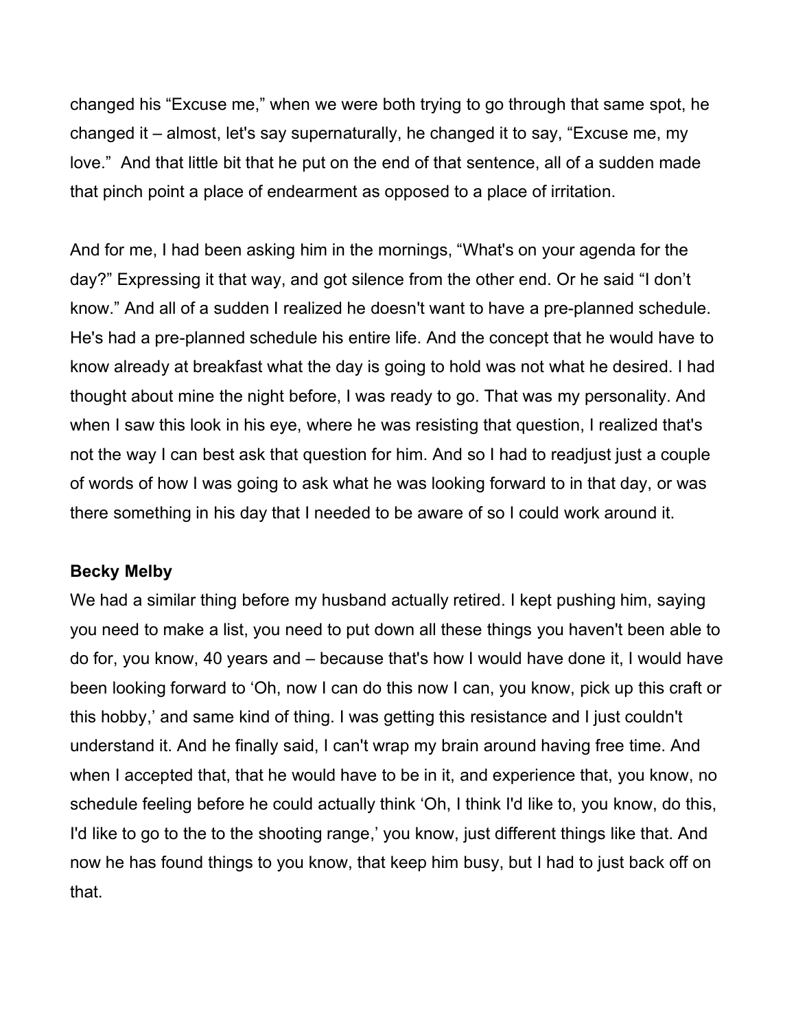changed his “Excuse me,” when we were both trying to go through that same spot, he changed it – almost, let's say supernaturally, he changed it to say, “Excuse me, my love.” And that little bit that he put on the end of that sentence, all of a sudden made that pinch point a place of endearment as opposed to a place of irritation.

And for me, I had been asking him in the mornings, “What's on your agenda for the day?” Expressing it that way, and got silence from the other end. Or he said “I don’t know.” And all of a sudden I realized he doesn't want to have a pre-planned schedule. He's had a pre-planned schedule his entire life. And the concept that he would have to know already at breakfast what the day is going to hold was not what he desired. I had thought about mine the night before, I was ready to go. That was my personality. And when I saw this look in his eye, where he was resisting that question, I realized that's not the way I can best ask that question for him. And so I had to readjust just a couple of words of how I was going to ask what he was looking forward to in that day, or was there something in his day that I needed to be aware of so I could work around it.

**Becky Melby**

We had a similar thing before my husband actually retired. I kept pushing him, saying you need to make a list, you need to put down all these things you haven't been able to do for, you know, 40 years and – because that's how I would have done it, I would have been looking forward to ‘Oh, now I can do this now I can, you know, pick up this craft or this hobby,’ and same kind of thing. I was getting this resistance and I just couldn't understand it. And he finally said, I can't wrap my brain around having free time. And when I accepted that, that he would have to be in it, and experience that, you know, no schedule feeling before he could actually think ‘Oh, I think I'd like to, you know, do this, I'd like to go to the to the shooting range,’ you know, just different things like that. And now he has found things to you know, that keep him busy, but I had to just back off on that.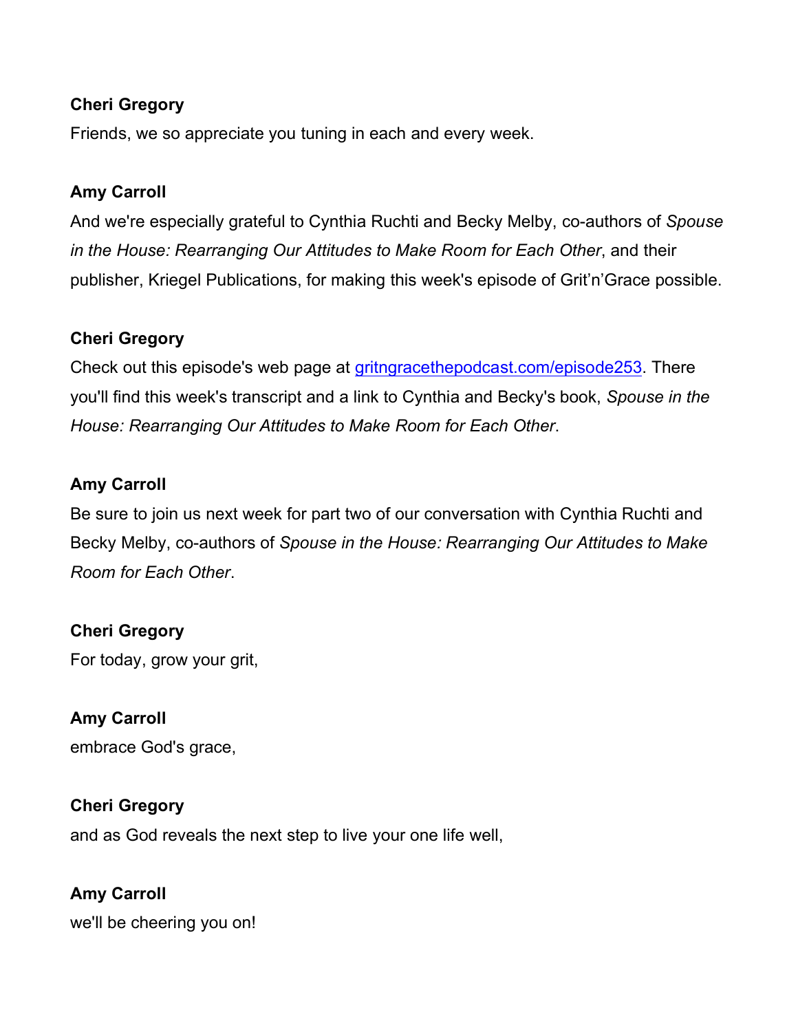**Cheri Gregory**

Friends, we so appreciate you tuning in each and every week.

**Amy Carroll**

And we're especially grateful to Cynthia Ruchti and Becky Melby, co-authors of *Spouse in the House: Rearranging Our Attitudes to Make Room for Each Other*, and their publisher, Kriegel Publications, for making this week's episode of Grit'n'Grace possible.

**Cheri Gregory**

Check out this episode's web page at [gritngracethepodcast.com/episode253](gritngracethepodcast.com/episode253). There you'll find this week's transcript and a link to Cynthia and Becky's book, *Spouse in the House: Rearranging Our Attitudes to Make Room for Each Other*.

**Amy Carroll**

Be sure to join us next week for part two of our conversation with Cynthia Ruchti and Becky Melby, co-authors of *Spouse in the House: Rearranging Our Attitudes to Make Room for Each Other*.

**Cheri Gregory**

For today, grow your grit,

**Amy Carroll**

embrace God's grace,

**Cheri Gregory**

and as God reveals the next step to live your one life well,

**Amy Carroll**

we'll be cheering you on!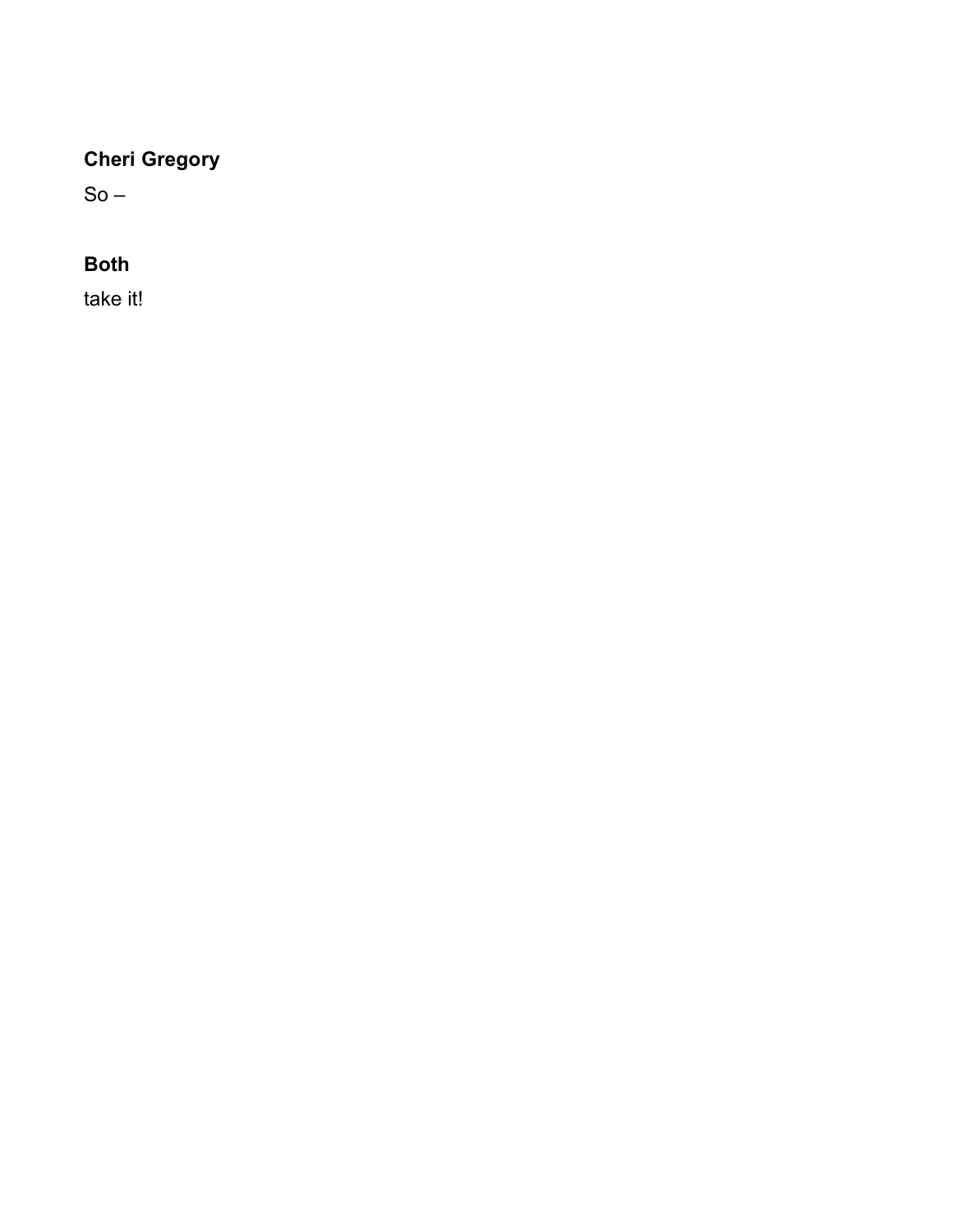**Cheri Gregory**

So –

**Both**

take it!